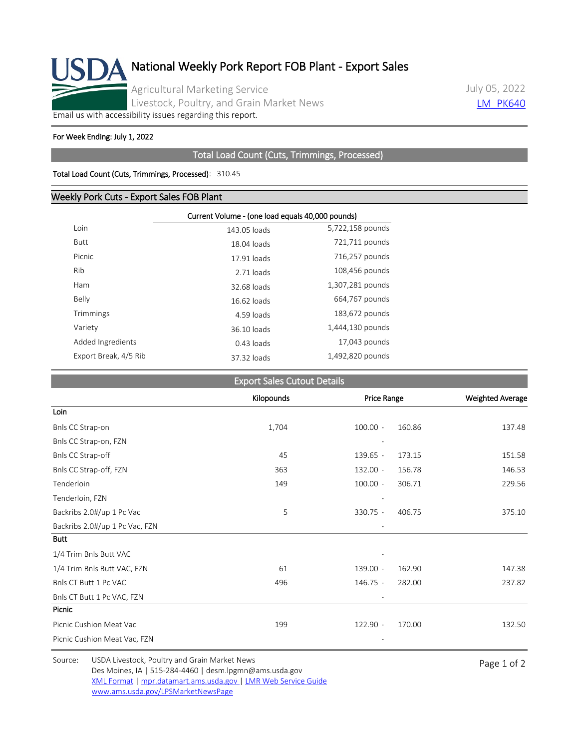# National Weekly Pork Report FOB Plant - Export Sales

Agricultural Marketing Service
Livestock, Poultry, and Grain Market News

July 05, 2022
LM_PK640

Email us with accessibility issues regarding this report.

**For Week Ending: July 1, 2022**

## Total Load Count (Cuts, Trimmings, Processed)

**Total Load Count (Cuts, Trimmings, Processed)**: 310.45

## Weekly Pork Cuts - Export Sales FOB Plant

| | Current Volume - (one load equals 40,000 pounds) | |
|---|---|---|
| Loin | 143.05 loads | 5,722,158 pounds |
| Butt | 18.04 loads | 721,711 pounds |
| Picnic | 17.91 loads | 716,257 pounds |
| Rib | 2.71 loads | 108,456 pounds |
| Ham | 32.68 loads | 1,307,281 pounds |
| Belly | 16.62 loads | 664,767 pounds |
| Trimmings | 4.59 loads | 183,672 pounds |
| Variety | 36.10 loads | 1,444,130 pounds |
| Added Ingredients | 0.43 loads | 17,043 pounds |
| Export Break, 4/5 Rib | 37.32 loads | 1,492,820 pounds |

## Export Sales Cutout Details

| | Kilopounds | Price Range | Weighted Average |
|---|---|---|---|
| **Loin** | | | |
| Bnls CC Strap-on | 1,704 | 100.00 - 160.86 | 137.48 |
| Bnls CC Strap-on, FZN | | - | |
| Bnls CC Strap-off | 45 | 139.65 - 173.15 | 151.58 |
| Bnls CC Strap-off, FZN | 363 | 132.00 - 156.78 | 146.53 |
| Tenderloin | 149 | 100.00 - 306.71 | 229.56 |
| Tenderloin, FZN | | - | |
| Backribs 2.0#/up 1 Pc Vac | 5 | 330.75 - 406.75 | 375.10 |
| Backribs 2.0#/up 1 Pc Vac, FZN | | - | |
| **Butt** | | | |
| 1/4 Trim Bnls Butt VAC | | - | |
| 1/4 Trim Bnls Butt VAC, FZN | 61 | 139.00 - 162.90 | 147.38 |
| Bnls CT Butt 1 Pc VAC | 496 | 146.75 - 282.00 | 237.82 |
| Bnls CT Butt 1 Pc VAC, FZN | | - | |
| **Picnic** | | | |
| Picnic Cushion Meat Vac | 199 | 122.90 - 170.00 | 132.50 |
| Picnic Cushion Meat Vac, FZN | | - | |

Source: USDA Livestock, Poultry and Grain Market News
Des Moines, IA | 515-284-4460 | desm.lpgmn@ams.usda.gov
XML Format | mpr.datamart.ams.usda.gov | LMR Web Service Guide
www.ams.usda.gov/LPSMarketNewsPage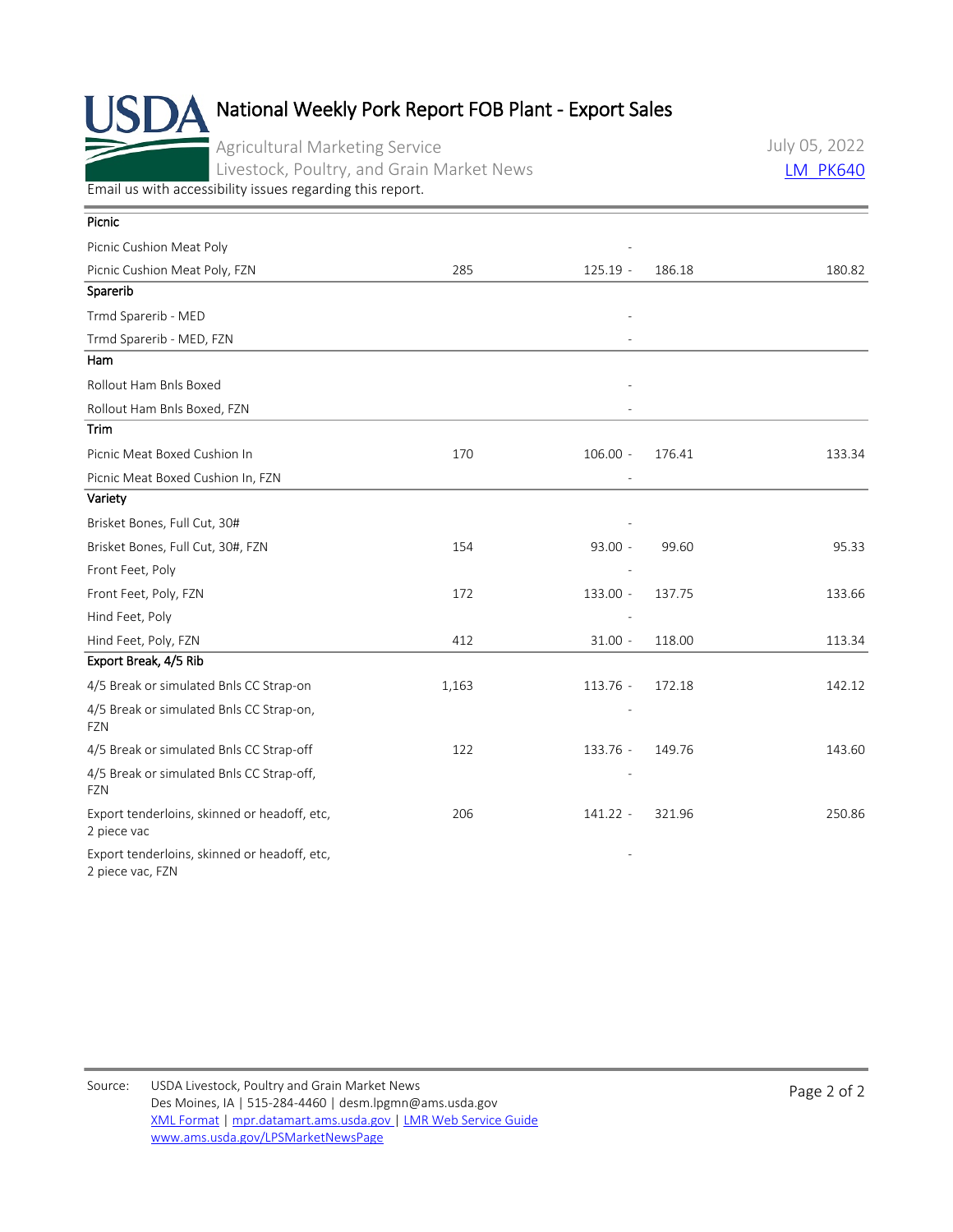# National Weekly Pork Report FOB Plant - Export Sales

Agricultural Marketing Service
Livestock, Poultry, and Grain Market News

July 05, 2022
LM_PK640

Email us with accessibility issues regarding this report.

| | | | |
|---|---|---|---|
| **Picnic** | | | |
| Picnic Cushion Meat Poly | | - | |
| Picnic Cushion Meat Poly, FZN | 285 | 125.19 - 186.18 | 180.82 |
| **Sparerib** | | | |
| Trmd Sparerib - MED | | - | |
| Trmd Sparerib - MED, FZN | | - | |
| **Ham** | | | |
| Rollout Ham Bnls Boxed | | - | |
| Rollout Ham Bnls Boxed, FZN | | - | |
| **Trim** | | | |
| Picnic Meat Boxed Cushion In | 170 | 106.00 - 176.41 | 133.34 |
| Picnic Meat Boxed Cushion In, FZN | | - | |
| **Variety** | | | |
| Brisket Bones, Full Cut, 30# | | - | |
| Brisket Bones, Full Cut, 30#, FZN | 154 | 93.00 - 99.60 | 95.33 |
| Front Feet, Poly | | - | |
| Front Feet, Poly, FZN | 172 | 133.00 - 137.75 | 133.66 |
| Hind Feet, Poly | | - | |
| Hind Feet, Poly, FZN | 412 | 31.00 - 118.00 | 113.34 |
| **Export Break, 4/5 Rib** | | | |
| 4/5 Break or simulated Bnls CC Strap-on | 1,163 | 113.76 - 172.18 | 142.12 |
| 4/5 Break or simulated Bnls CC Strap-on, FZN | | - | |
| 4/5 Break or simulated Bnls CC Strap-off | 122 | 133.76 - 149.76 | 143.60 |
| 4/5 Break or simulated Bnls CC Strap-off, FZN | | - | |
| Export tenderloins, skinned or headoff, etc, 2 piece vac | 206 | 141.22 - 321.96 | 250.86 |
| Export tenderloins, skinned or headoff, etc, 2 piece vac, FZN | | - | |

Source: USDA Livestock, Poultry and Grain Market News
Des Moines, IA | 515-284-4460 | desm.lpgmn@ams.usda.gov
XML Format | mpr.datamart.ams.usda.gov | LMR Web Service Guide
www.ams.usda.gov/LPSMarketNewsPage